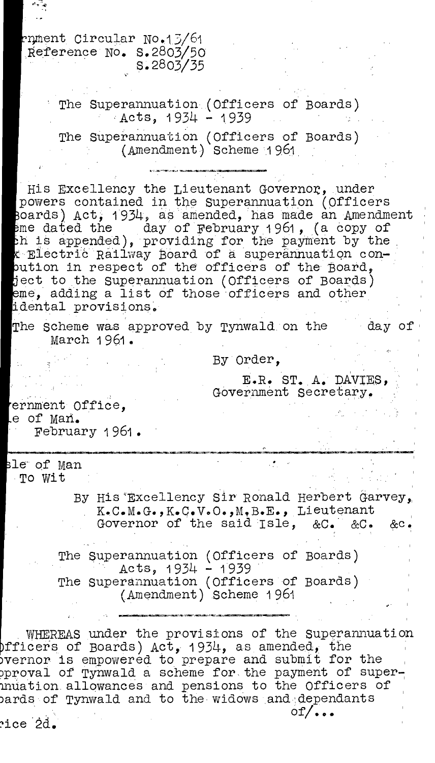rnment Circular No.13/61
Reference No. S.2803/50
S.2803/35

The Superannuation (Officers of Boards) Acts, 1934 - 1939

The Superannuation (Officers of Boards) (Amendment) Scheme 1961

---

His Excellency the Lieutenant Governor, under powers contained in the Superannuation (Officers Boards) Act, 1934, as amended, has made an Amendment eme dated the day of February 1961, (a copy of h is appended), providing for the payment by the x Electric Railway Board of a superannuation conoution in respect of the officers of the Board, ject to the Superannuation (Officers of Boards) eme, adding a list of those officers and other idental provisions.

The Scheme was approved by Tynwald on the day of March 1961.

By Order,

E.R. ST. A. DAVIES,
Government Secretary.

ernment Office,
e of Man.
February 1961.

---

sle of Man
To Wit

By His Excellency Sir Ronald Herbert Garvey, K.C.M.G., K.C.V.O., M.B.E., Lieutenant Governor of the said Isle, &c. &c. &c.

The Superannuation (Officers of Boards) Acts, 1934 - 1939
The Superannuation (Officers of Boards) (Amendment) Scheme 1961

---

WHEREAS under the provisions of the Superannuation fficers of Boards) Act, 1934, as amended, the vernor is empowered to prepare and submit for the pproval of Tynwald a scheme for the payment of supernuation allowances and pensions to the Officers of oards of Tynwald and to the widows and dependants of/...

rice 2d.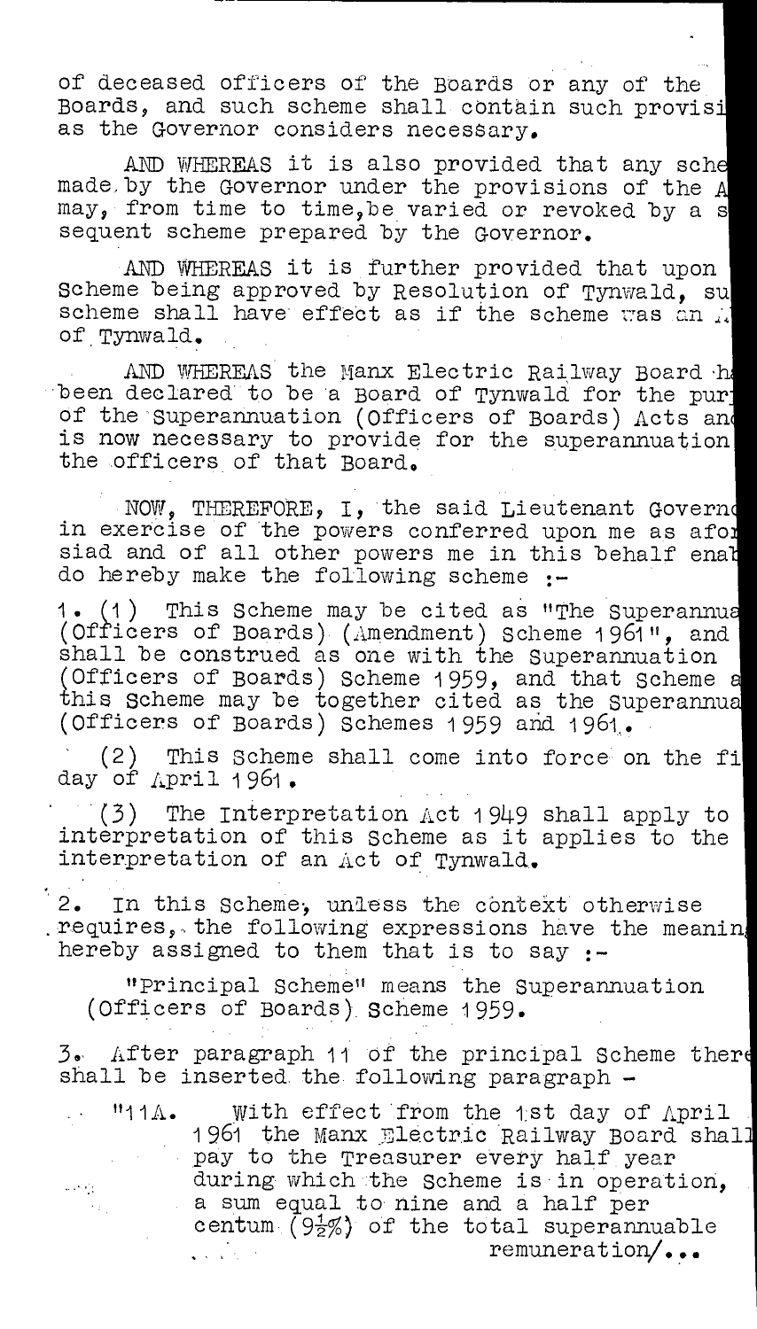of deceased officers of the Boards or any of the Boards, and such scheme shall contain such provisi as the Governor considers necessary.

AND WHEREAS it is also provided that any sche made by the Governor under the provisions of the A may, from time to time, be varied or revoked by a s sequent scheme prepared by the Governor.

AND WHEREAS it is further provided that upon Scheme being approved by Resolution of Tynwald, su scheme shall have effect as if the scheme was an A of Tynwald.

AND WHEREAS the Manx Electric Railway Board h been declared to be a Board of Tynwald for the pur of the Superannuation (Officers of Boards) Acts an is now necessary to provide for the superannuation the officers of that Board.

NOW, THEREFORE, I, the said Lieutenant Govern in exercise of the powers conferred upon me as afo siad and of all other powers me in this behalf enab do hereby make the following scheme :-

1. (1) This Scheme may be cited as "The Superannua (Officers of Boards) (Amendment) Scheme 1961", and shall be construed as one with the Superannuation (Officers of Boards) Scheme 1959, and that Scheme a this Scheme may be together cited as the Superannua (Officers of Boards) Schemes 1959 and 1961.

(2) This Scheme shall come into force on the fi day of April 1961.

(3) The Interpretation Act 1949 shall apply to interpretation of this Scheme as it applies to the interpretation of an Act of Tynwald.

2. In this Scheme, unless the context otherwise requires, the following expressions have the meanin hereby assigned to them that is to say :-

"Principal Scheme" means the Superannuation (Officers of Boards) Scheme 1959.

3. After paragraph 11 of the principal Scheme there shall be inserted the following paragraph -

"11A. With effect from the 1st day of April 1961 the Manx Electric Railway Board shall pay to the Treasurer every half year during which the Scheme is in operation, a sum equal to nine and a half per centum (9½%) of the total superannuable remuneration/...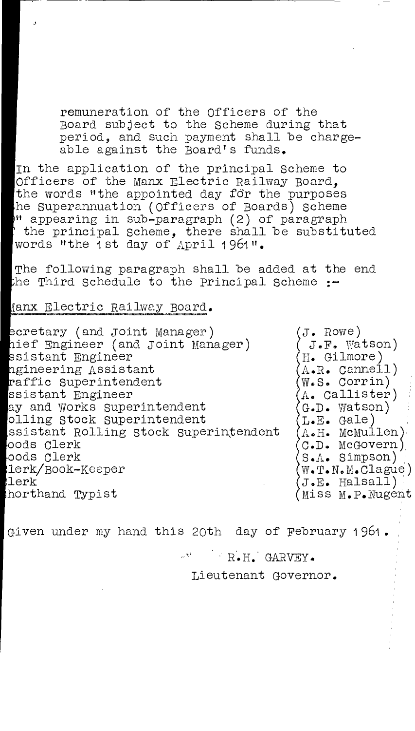remuneration of the Officers of the Board subject to the Scheme during that period, and such payment shall be chargeable against the Board's funds.

In the application of the principal Scheme to Officers of the Manx Electric Railway Board, the words "the appointed day for the purposes he Superannuation (Officers of Boards) Scheme " appearing in sub-paragraph (2) of paragraph the principal Scheme, there shall be substituted words "the 1st day of April 1961".

The following paragraph shall be added at the end he Third Schedule to the Principal Scheme :-

Manx Electric Railway Board.

| | |
|---|---|
| ecretary (and Joint Manager) | (J. Rowe) |
| hief Engineer (and Joint Manager) | ( J.F. Watson) |
| ssistant Engineer | (H. Gilmore) |
| ngineering Assistant | (A.R. Cannell) |
| raffic Superintendent | (W.S. Corrin) |
| ssistant Engineer | (A. Callister) |
| ay and Works Superintendent | (G.D. Watson) |
| olling Stock Superintendent | (L.E. Gale) |
| ssistant Rolling Stock Superintendent | (A.H. McMullen) |
| oods Clerk | (C.D. McGovern) |
| oods Clerk | (S.A. Simpson) |
| lerk/Book-Keeper | (W.T.N.M.Clague) |
| lerk | (J.E. Halsall) |
| horthand Typist | (Miss M.P.Nugent |

Given under my hand this 20th day of February 1961.

R.H. GARVEY.

Lieutenant Governor.